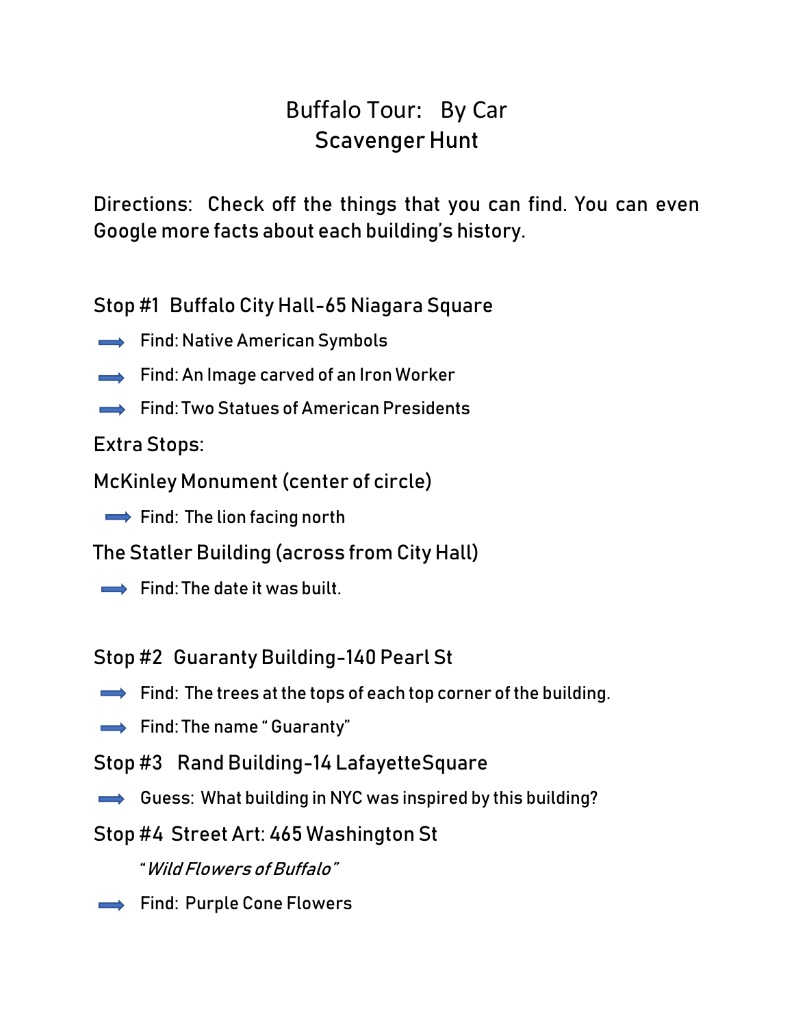# Buffalo Tour: By Car
# Scavenger Hunt

Directions: Check off the things that you can find. You can even Google more facts about each building's history.

## Stop #1 Buffalo City Hall-65 Niagara Square

- ➡ Find: Native American Symbols
- ➡ Find: An Image carved of an Iron Worker
- ➡ Find: Two Statues of American Presidents

### Extra Stops:

### McKinley Monument (center of circle)

- ➡ Find: The lion facing north

### The Statler Building (across from City Hall)

- ➡ Find: The date it was built.

## Stop #2 Guaranty Building-140 Pearl St

- ➡ Find: The trees at the tops of each top corner of the building.
- ➡ Find: The name " Guaranty"

## Stop #3 Rand Building-14 LafayetteSquare

- ➡ Guess: What building in NYC was inspired by this building?

## Stop #4 Street Art: 465 Washington St

"*Wild Flowers of Buffalo"*

- ➡ Find: Purple Cone Flowers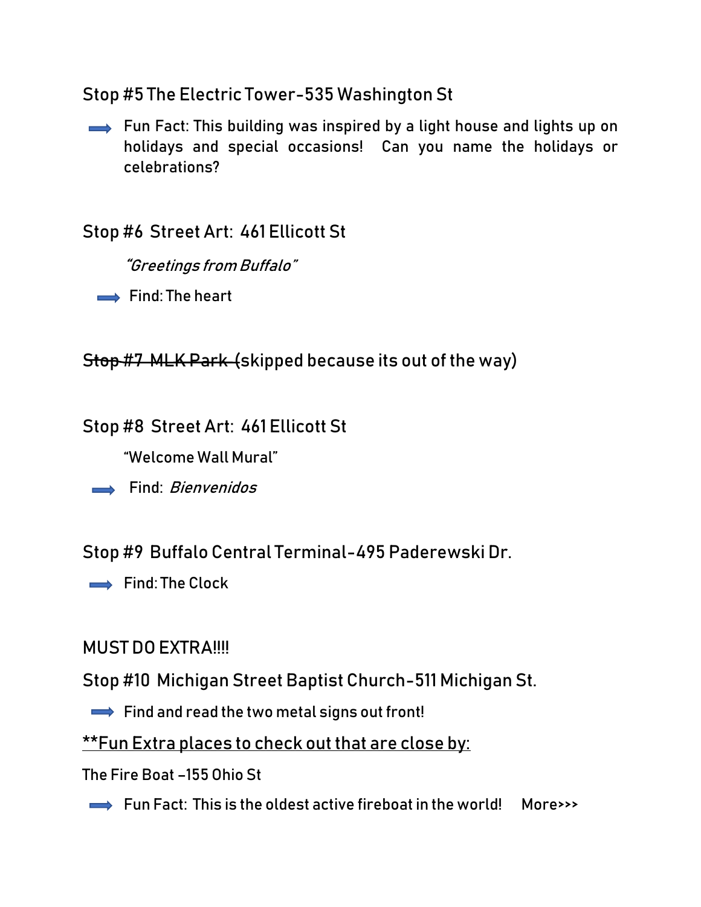### Stop #5 The Electric Tower-535 Washington St

➡ Fun Fact: This building was inspired by a light house and lights up on holidays and special occasions! Can you name the holidays or celebrations?

### Stop #6 Street Art: 461 Ellicott St

*"Greetings from Buffalo"*

➡ Find: The heart

### ~~Stop #7 MLK Park~~ (skipped because its out of the way)

### Stop #8 Street Art: 461 Ellicott St

"Welcome Wall Mural"

➡ Find: *Bienvenidos*

### Stop #9 Buffalo Central Terminal-495 Paderewski Dr.

➡ Find: The Clock

### MUST DO EXTRA!!!!

### Stop #10 Michigan Street Baptist Church-511 Michigan St.

➡ Find and read the two metal signs out front!

<u>**Fun Extra places to check out that are close by:</u>

The Fire Boat –155 Ohio St

➡ Fun Fact: This is the oldest active fireboat in the world! More>>>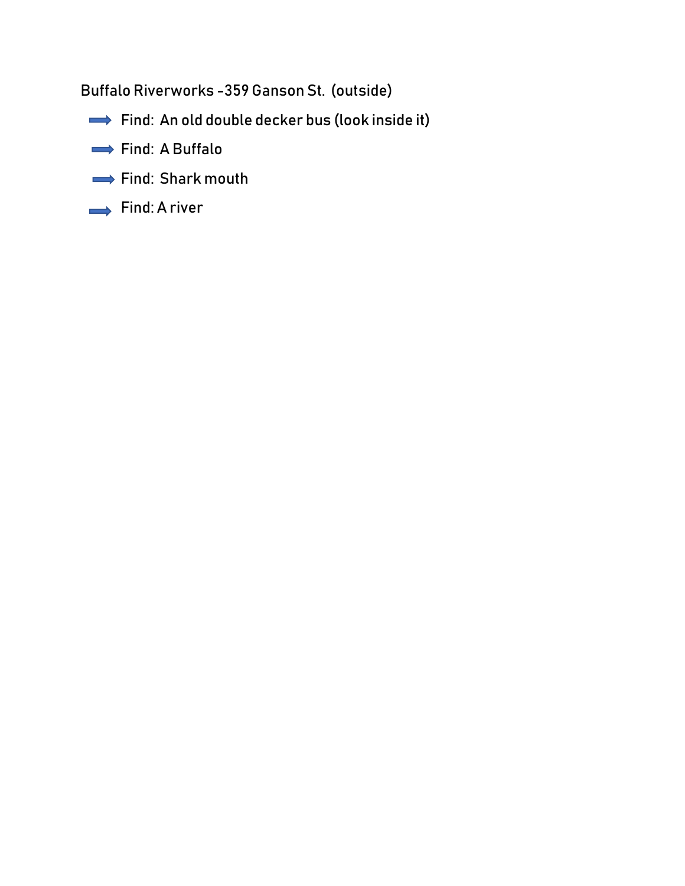Buffalo Riverworks -359 Ganson St. (outside)

- Find: An old double decker bus (look inside it)
- Find: A Buffalo
- Find: Shark mouth
- Find: A river